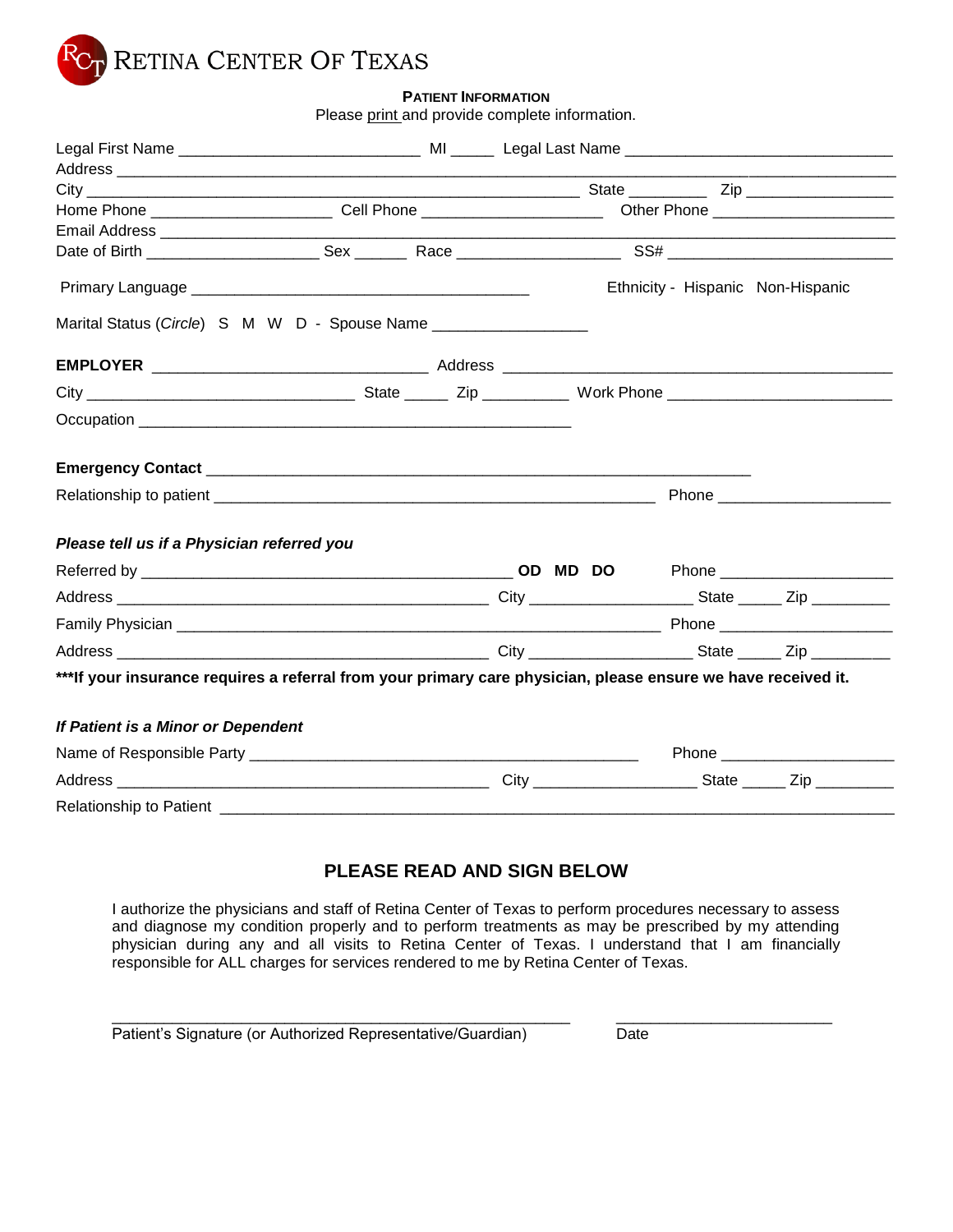# RETINA CENTER OF TEXAS

## PATIENT INFORMATION

Please print and provide complete information.

Legal First Name ___________________________ MI _____ Legal Last Name ______________________________

Address ______________________________________________________________________________________

City _______________________________________________________ State _________ Zip _________________

Home Phone ____________________ Cell Phone ____________________ Other Phone ____________________

Email Address _________________________________________________________________________________

Date of Birth ___________________ Sex ______ Race __________________ SS# _________________________

Primary Language _____________________________________ Ethnicity - Hispanic Non-Hispanic

Marital Status (*Circle*) S M W D - Spouse Name ________________

**EMPLOYER** _______________________________ Address ____________________________________________

City ______________________________ State _____ Zip _________ Work Phone _________________________

Occupation ________________________________________________

**Emergency Contact** _____________________________________________________________

Relationship to patient __________________________________________________ Phone __________________

***Please tell us if a Physician referred you***

Referred by __________________________________________ **OD MD DO** Phone ____________________

Address _________________________________________ City __________________ State _____ Zip _________

Family Physician ______________________________________________________ Phone ____________________

Address _________________________________________ City __________________ State _____ Zip _________

**\*\*\*If your insurance requires a referral from your primary care physician, please ensure we have received it.**

***If Patient is a Minor or Dependent***

Name of Responsible Party ___________________________________________ Phone ____________________

Address _________________________________________ City __________________ State _____ Zip _________

Relationship to Patient ________________________________________________________________________

## PLEASE READ AND SIGN BELOW

I authorize the physicians and staff of Retina Center of Texas to perform procedures necessary to assess and diagnose my condition properly and to perform treatments as may be prescribed by my attending physician during any and all visits to Retina Center of Texas. I understand that I am financially responsible for ALL charges for services rendered to me by Retina Center of Texas.

___________________________________________________ ________________________

Patient's Signature (or Authorized Representative/Guardian) Date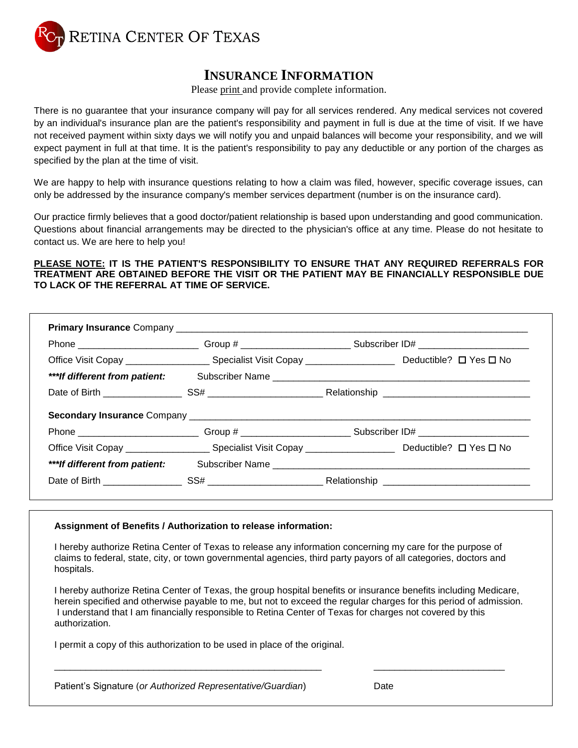RETINA CENTER OF TEXAS

# INSURANCE INFORMATION

Please print and provide complete information.

There is no guarantee that your insurance company will pay for all services rendered. Any medical services not covered by an individual's insurance plan are the patient's responsibility and payment in full is due at the time of visit. If we have not received payment within sixty days we will notify you and unpaid balances will become your responsibility, and we will expect payment in full at that time. It is the patient's responsibility to pay any deductible or any portion of the charges as specified by the plan at the time of visit.

We are happy to help with insurance questions relating to how a claim was filed, however, specific coverage issues, can only be addressed by the insurance company's member services department (number is on the insurance card).

Our practice firmly believes that a good doctor/patient relationship is based upon understanding and good communication. Questions about financial arrangements may be directed to the physician's office at any time. Please do not hesitate to contact us. We are here to help you!

**PLEASE NOTE: IT IS THE PATIENT'S RESPONSIBILITY TO ENSURE THAT ANY REQUIRED REFERRALS FOR TREATMENT ARE OBTAINED BEFORE THE VISIT OR THE PATIENT MAY BE FINANCIALLY RESPONSIBLE DUE TO LACK OF THE REFERRAL AT TIME OF SERVICE.**

**Primary Insurance** Company ______________________________________________

Phone ____________________ Group # ____________________ Subscriber ID# ____________________

Office Visit Copay ______________ Specialist Visit Copay ______________ Deductible? ☐ Yes ☐ No

***\*\*\*If different from patient:*** Subscriber Name ______________________________________________

Date of Birth ______________ SS# ____________________ Relationship ________________________

**Secondary Insurance** Company ______________________________________________

Phone ____________________ Group # ____________________ Subscriber ID# ____________________

Office Visit Copay ______________ Specialist Visit Copay ______________ Deductible? ☐ Yes ☐ No

***\*\*\*If different from patient:*** Subscriber Name ______________________________________________

Date of Birth ______________ SS# ____________________ Relationship ________________________

**Assignment of Benefits / Authorization to release information:**

I hereby authorize Retina Center of Texas to release any information concerning my care for the purpose of claims to federal, state, city, or town governmental agencies, third party payors of all categories, doctors and hospitals.

I hereby authorize Retina Center of Texas, the group hospital benefits or insurance benefits including Medicare, herein specified and otherwise payable to me, but not to exceed the regular charges for this period of admission. I understand that I am financially responsible to Retina Center of Texas for charges not covered by this authorization.

I permit a copy of this authorization to be used in place of the original.

______________________________________________ ________________________

Patient's Signature (*or Authorized Representative/Guardian*) Date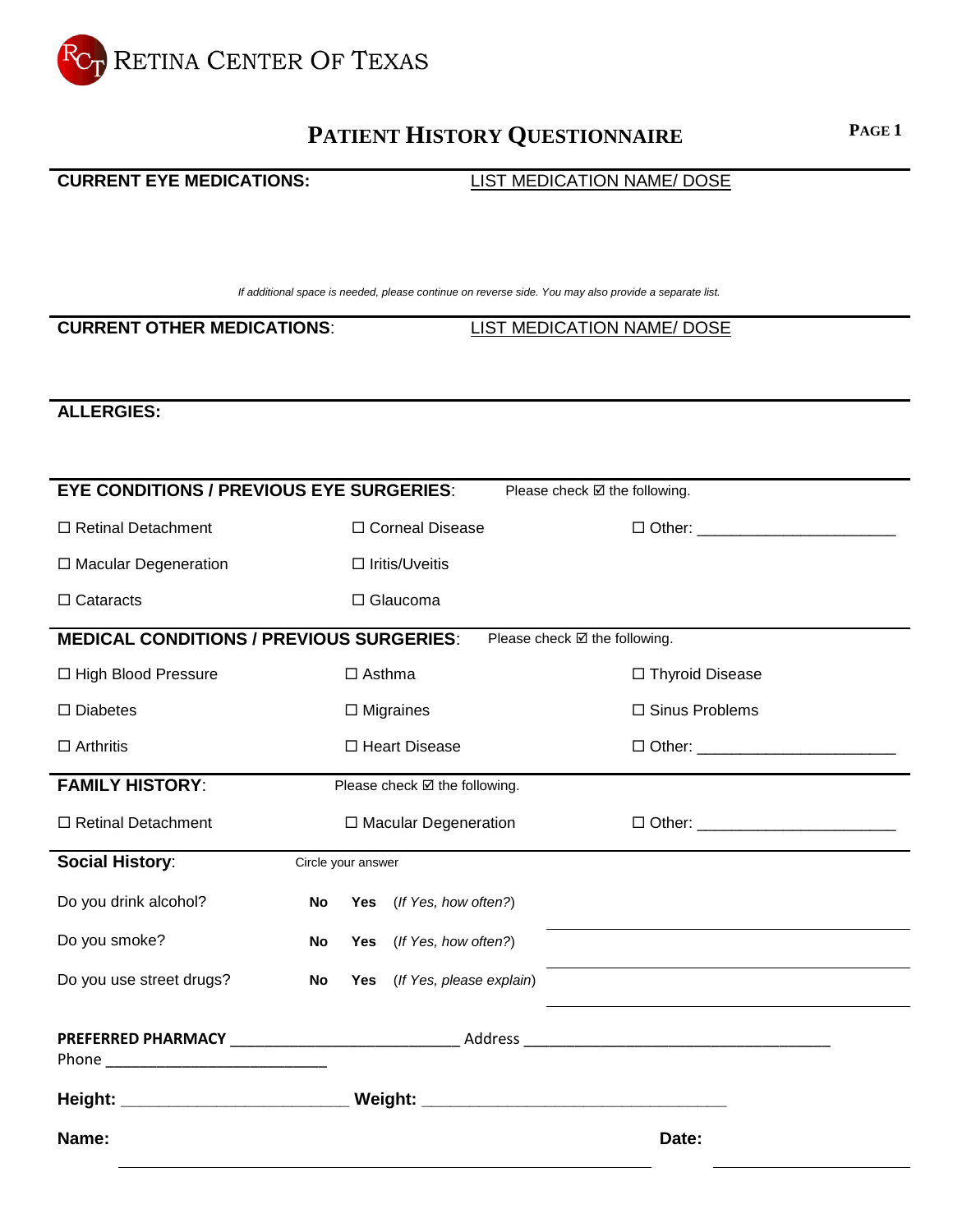RCT RETINA CENTER OF TEXAS

# PATIENT HISTORY QUESTIONNAIRE

**PAGE 1**

**CURRENT EYE MEDICATIONS:** LIST MEDICATION NAME/ DOSE

*If additional space is needed, please continue on reverse side. You may also provide a separate list.*

**CURRENT OTHER MEDICATIONS:** LIST MEDICATION NAME/ DOSE

**ALLERGIES:**

**EYE CONDITIONS / PREVIOUS EYE SURGERIES:** Please check ☑ the following.

| | | |
|---|---|---|
| ☐ Retinal Detachment | ☐ Corneal Disease | ☐ Other: ______________________ |
| ☐ Macular Degeneration | ☐ Iritis/Uveitis | |
| ☐ Cataracts | ☐ Glaucoma | |

**MEDICAL CONDITIONS / PREVIOUS SURGERIES:** Please check ☑ the following.

| | | |
|---|---|---|
| ☐ High Blood Pressure | ☐ Asthma | ☐ Thyroid Disease |
| ☐ Diabetes | ☐ Migraines | ☐ Sinus Problems |
| ☐ Arthritis | ☐ Heart Disease | ☐ Other: ______________________ |

**FAMILY HISTORY:** Please check ☑ the following.

| | | |
|---|---|---|
| ☐ Retinal Detachment | ☐ Macular Degeneration | ☐ Other: ______________________ |

**Social History:** Circle your answer

| | | | | |
|---|---|---|---|---|
| Do you drink alcohol? | **No** | **Yes** | *(If Yes, how often?)* | ______________________ |
| Do you smoke? | **No** | **Yes** | *(If Yes, how often?)* | ______________________ |
| Do you use street drugs? | **No** | **Yes** | *(If Yes, please explain)* | ______________________ |

**PREFERRED PHARMACY** __________________________ Address ___________________________________
Phone _________________________

**Height:** ________________________ **Weight:** _________________________________

**Name:** ______________________________________________ **Date:** ______________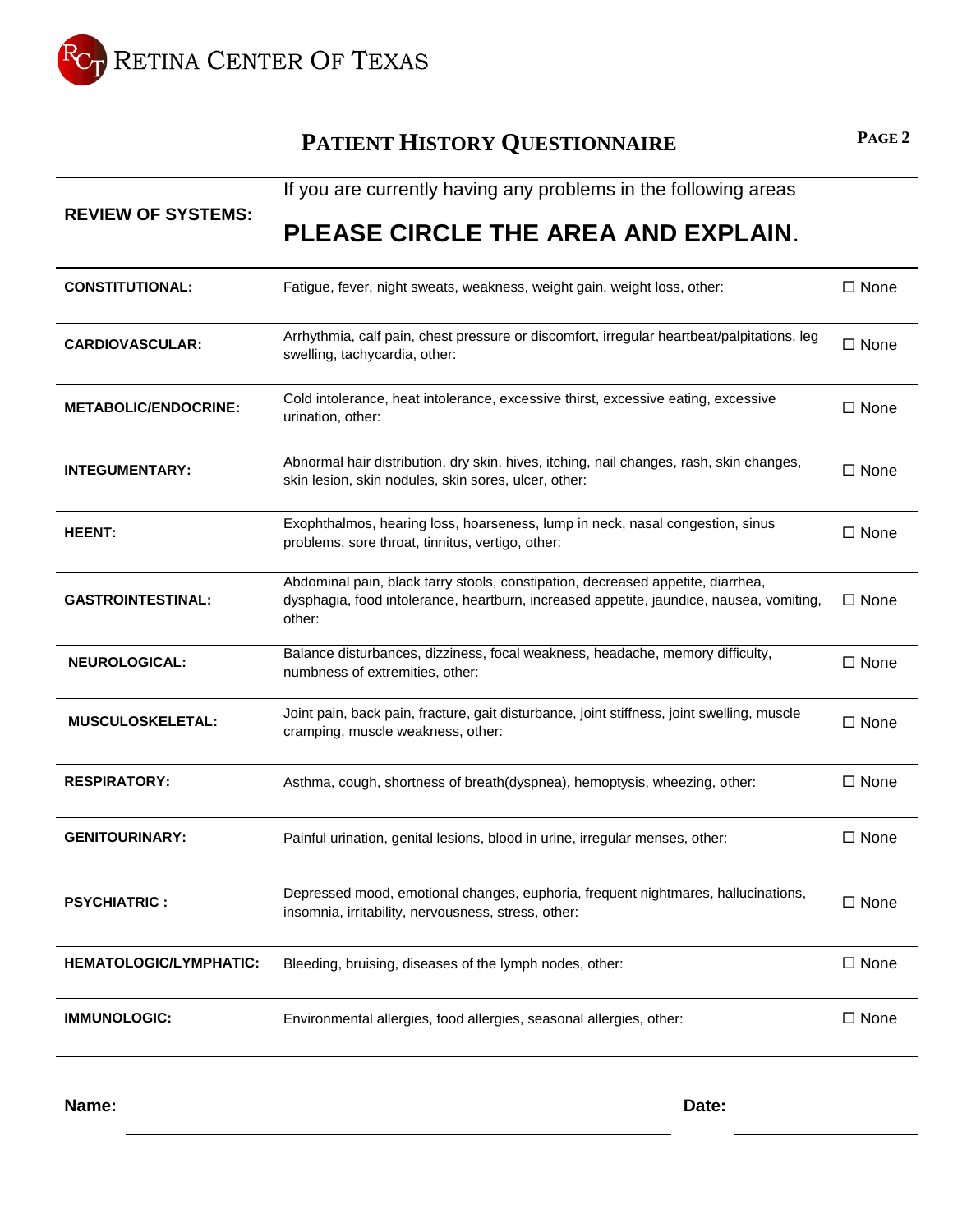RETINA CENTER OF TEXAS

# PATIENT HISTORY QUESTIONNAIRE

PAGE 2

| REVIEW OF SYSTEMS: | If you are currently having any problems in the following areas **PLEASE CIRCLE THE AREA AND EXPLAIN.** | |
|---|---|---|
| **CONSTITUTIONAL:** | Fatigue, fever, night sweats, weakness, weight gain, weight loss, other: | ☐ None |
| **CARDIOVASCULAR:** | Arrhythmia, calf pain, chest pressure or discomfort, irregular heartbeat/palpitations, leg swelling, tachycardia, other: | ☐ None |
| **METABOLIC/ENDOCRINE:** | Cold intolerance, heat intolerance, excessive thirst, excessive eating, excessive urination, other: | ☐ None |
| **INTEGUMENTARY:** | Abnormal hair distribution, dry skin, hives, itching, nail changes, rash, skin changes, skin lesion, skin nodules, skin sores, ulcer, other: | ☐ None |
| **HEENT:** | Exophthalmos, hearing loss, hoarseness, lump in neck, nasal congestion, sinus problems, sore throat, tinnitus, vertigo, other: | ☐ None |
| **GASTROINTESTINAL:** | Abdominal pain, black tarry stools, constipation, decreased appetite, diarrhea, dysphagia, food intolerance, heartburn, increased appetite, jaundice, nausea, vomiting, other: | ☐ None |
| **NEUROLOGICAL:** | Balance disturbances, dizziness, focal weakness, headache, memory difficulty, numbness of extremities, other: | ☐ None |
| **MUSCULOSKELETAL:** | Joint pain, back pain, fracture, gait disturbance, joint stiffness, joint swelling, muscle cramping, muscle weakness, other: | ☐ None |
| **RESPIRATORY:** | Asthma, cough, shortness of breath(dyspnea), hemoptysis, wheezing, other: | ☐ None |
| **GENITOURINARY:** | Painful urination, genital lesions, blood in urine, irregular menses, other: | ☐ None |
| **PSYCHIATRIC :** | Depressed mood, emotional changes, euphoria, frequent nightmares, hallucinations, insomnia, irritability, nervousness, stress, other: | ☐ None |
| **HEMATOLOGIC/LYMPHATIC:** | Bleeding, bruising, diseases of the lymph nodes, other: | ☐ None |
| **IMMUNOLOGIC:** | Environmental allergies, food allergies, seasonal allergies, other: | ☐ None |

**Name:** ______________________________ **Date:** ______________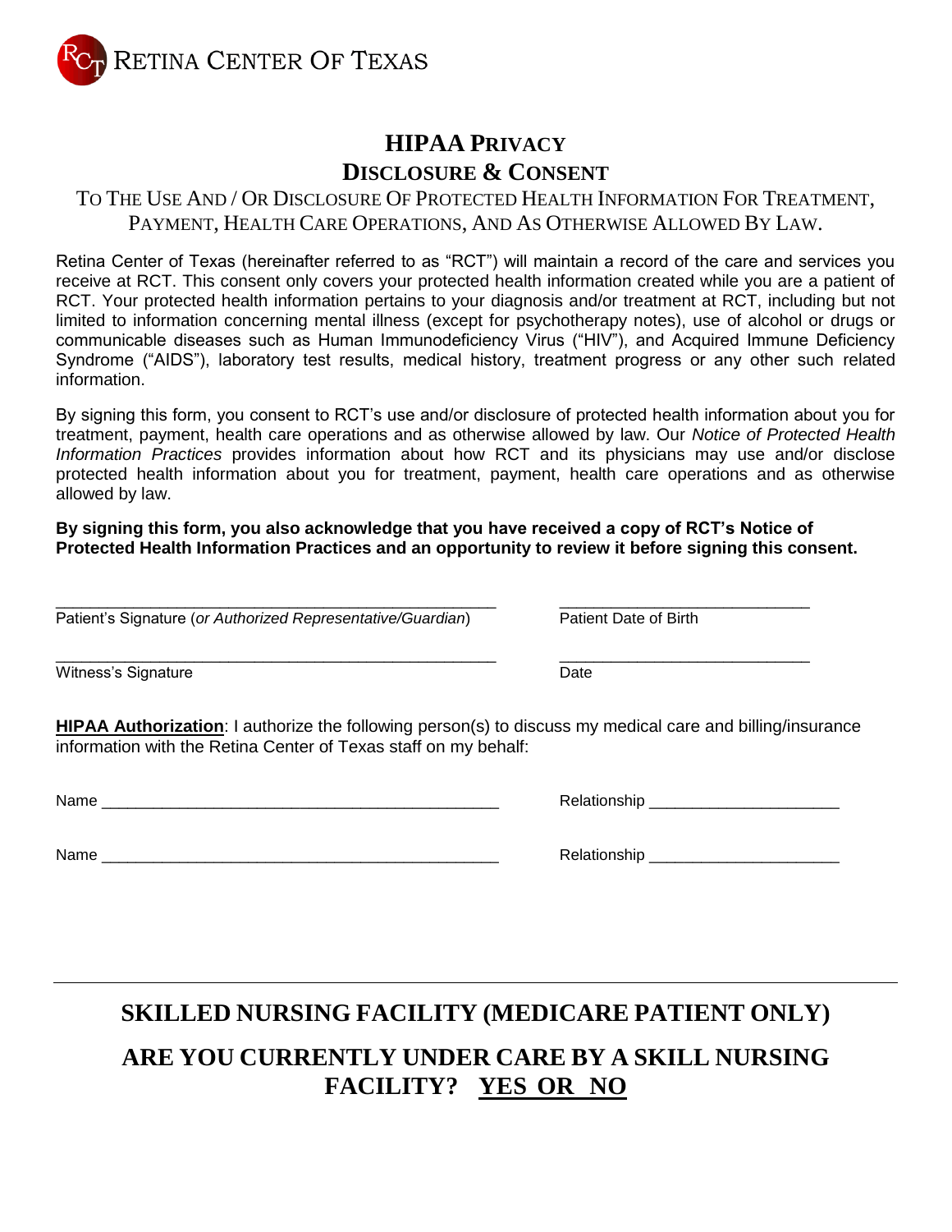RETINA CENTER OF TEXAS

# HIPAA PRIVACY DISCLOSURE & CONSENT

## TO THE USE AND / OR DISCLOSURE OF PROTECTED HEALTH INFORMATION FOR TREATMENT, PAYMENT, HEALTH CARE OPERATIONS, AND AS OTHERWISE ALLOWED BY LAW.

Retina Center of Texas (hereinafter referred to as "RCT") will maintain a record of the care and services you receive at RCT. This consent only covers your protected health information created while you are a patient of RCT. Your protected health information pertains to your diagnosis and/or treatment at RCT, including but not limited to information concerning mental illness (except for psychotherapy notes), use of alcohol or drugs or communicable diseases such as Human Immunodeficiency Virus ("HIV"), and Acquired Immune Deficiency Syndrome ("AIDS"), laboratory test results, medical history, treatment progress or any other such related information.

By signing this form, you consent to RCT's use and/or disclosure of protected health information about you for treatment, payment, health care operations and as otherwise allowed by law. Our *Notice of Protected Health Information Practices* provides information about how RCT and its physicians may use and/or disclose protected health information about you for treatment, payment, health care operations and as otherwise allowed by law.

**By signing this form, you also acknowledge that you have received a copy of RCT's Notice of Protected Health Information Practices and an opportunity to review it before signing this consent.**

\_\_\_\_\_\_\_\_\_\_\_\_\_\_\_\_\_\_\_\_\_\_\_\_\_\_\_\_\_\_\_\_\_\_\_\_\_\_\_\_\_\_\_\_\_\_ \_\_\_\_\_\_\_\_\_\_\_\_\_\_\_\_\_\_\_\_\_\_\_\_\_\_\_\_
Patient's Signature (*or Authorized Representative/Guardian*) Patient Date of Birth

\_\_\_\_\_\_\_\_\_\_\_\_\_\_\_\_\_\_\_\_\_\_\_\_\_\_\_\_\_\_\_\_\_\_\_\_\_\_\_\_\_\_\_\_\_\_ \_\_\_\_\_\_\_\_\_\_\_\_\_\_\_\_\_\_\_\_\_\_\_\_\_\_\_\_
Witness's Signature Date

**HIPAA Authorization**: I authorize the following person(s) to discuss my medical care and billing/insurance information with the Retina Center of Texas staff on my behalf:

Name \_\_\_\_\_\_\_\_\_\_\_\_\_\_\_\_\_\_\_\_\_\_\_\_\_\_\_\_\_\_\_\_\_\_\_\_\_\_\_\_\_\_ Relationship \_\_\_\_\_\_\_\_\_\_\_\_\_\_\_\_\_\_\_\_

Name \_\_\_\_\_\_\_\_\_\_\_\_\_\_\_\_\_\_\_\_\_\_\_\_\_\_\_\_\_\_\_\_\_\_\_\_\_\_\_\_\_\_ Relationship \_\_\_\_\_\_\_\_\_\_\_\_\_\_\_\_\_\_\_\_

---

## SKILLED NURSING FACILITY (MEDICARE PATIENT ONLY)

## ARE YOU CURRENTLY UNDER CARE BY A SKILL NURSING FACILITY? YES OR NO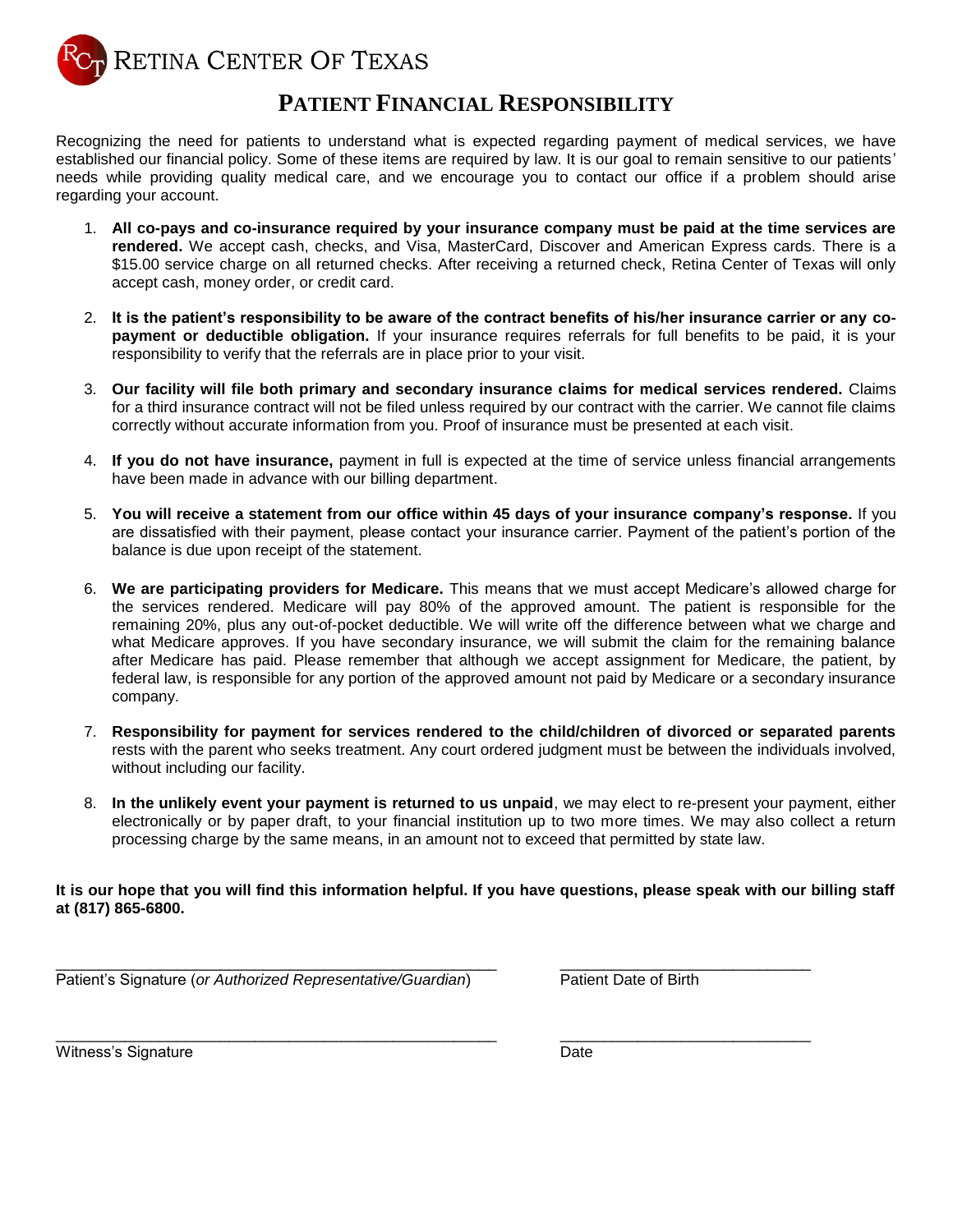RETINA CENTER OF TEXAS

# PATIENT FINANCIAL RESPONSIBILITY

Recognizing the need for patients to understand what is expected regarding payment of medical services, we have established our financial policy. Some of these items are required by law. It is our goal to remain sensitive to our patients' needs while providing quality medical care, and we encourage you to contact our office if a problem should arise regarding your account.

1. **All co-pays and co-insurance required by your insurance company must be paid at the time services are rendered.** We accept cash, checks, and Visa, MasterCard, Discover and American Express cards. There is a $15.00 service charge on all returned checks. After receiving a returned check, Retina Center of Texas will only accept cash, money order, or credit card.

2. **It is the patient's responsibility to be aware of the contract benefits of his/her insurance carrier or any co-payment or deductible obligation.** If your insurance requires referrals for full benefits to be paid, it is your responsibility to verify that the referrals are in place prior to your visit.

3. **Our facility will file both primary and secondary insurance claims for medical services rendered.** Claims for a third insurance contract will not be filed unless required by our contract with the carrier. We cannot file claims correctly without accurate information from you. Proof of insurance must be presented at each visit.

4. **If you do not have insurance,** payment in full is expected at the time of service unless financial arrangements have been made in advance with our billing department.

5. **You will receive a statement from our office within 45 days of your insurance company's response.** If you are dissatisfied with their payment, please contact your insurance carrier. Payment of the patient's portion of the balance is due upon receipt of the statement.

6. **We are participating providers for Medicare.** This means that we must accept Medicare's allowed charge for the services rendered. Medicare will pay 80% of the approved amount. The patient is responsible for the remaining 20%, plus any out-of-pocket deductible. We will write off the difference between what we charge and what Medicare approves. If you have secondary insurance, we will submit the claim for the remaining balance after Medicare has paid. Please remember that although we accept assignment for Medicare, the patient, by federal law, is responsible for any portion of the approved amount not paid by Medicare or a secondary insurance company.

7. **Responsibility for payment for services rendered to the child/children of divorced or separated parents** rests with the parent who seeks treatment. Any court ordered judgment must be between the individuals involved, without including our facility.

8. **In the unlikely event your payment is returned to us unpaid**, we may elect to re-present your payment, either electronically or by paper draft, to your financial institution up to two more times. We may also collect a return processing charge by the same means, in an amount not to exceed that permitted by state law.

**It is our hope that you will find this information helpful. If you have questions, please speak with our billing staff at (817) 865-6800.**

\_\_\_\_\_\_\_\_\_\_\_\_\_\_\_\_\_\_\_\_\_\_\_\_\_\_\_\_\_\_\_\_\_\_\_\_\_\_\_\_\_\_\_\_ \_\_\_\_\_\_\_\_\_\_\_\_\_\_\_\_\_\_\_\_\_\_\_\_\_\_
Patient's Signature (*or Authorized Representative/Guardian*) Patient Date of Birth

\_\_\_\_\_\_\_\_\_\_\_\_\_\_\_\_\_\_\_\_\_\_\_\_\_\_\_\_\_\_\_\_\_\_\_\_\_\_\_\_\_\_\_\_ \_\_\_\_\_\_\_\_\_\_\_\_\_\_\_\_\_\_\_\_\_\_\_\_\_\_
Witness's Signature Date